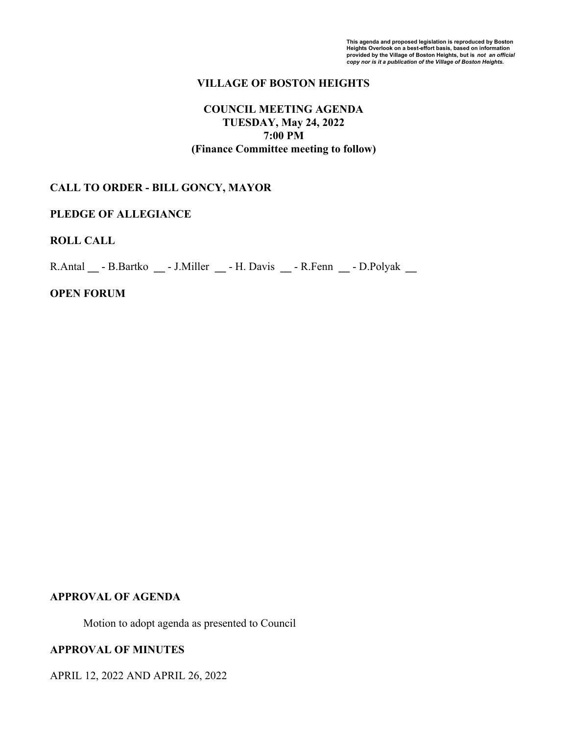***This agenda and proposed legislation is reproduced by Boston Heights Overlook on a best-effort basis, based on information provided by the Village of Boston Heights, but is not an official copy nor is it a publication of the Village of Boston Heights.***

# VILLAGE OF BOSTON HEIGHTS

## COUNCIL MEETING AGENDA
## TUESDAY, May 24, 2022
## 7:00 PM
## (Finance Committee meeting to follow)

**CALL TO ORDER - BILL GONCY, MAYOR**

**PLEDGE OF ALLEGIANCE**

**ROLL CALL**

R.Antal __ - B.Bartko __ - J.Miller __ - H. Davis __ - R.Fenn __ - D.Polyak __

**OPEN FORUM**

**APPROVAL OF AGENDA**

Motion to adopt agenda as presented to Council

**APPROVAL OF MINUTES**

APRIL 12, 2022 AND APRIL 26, 2022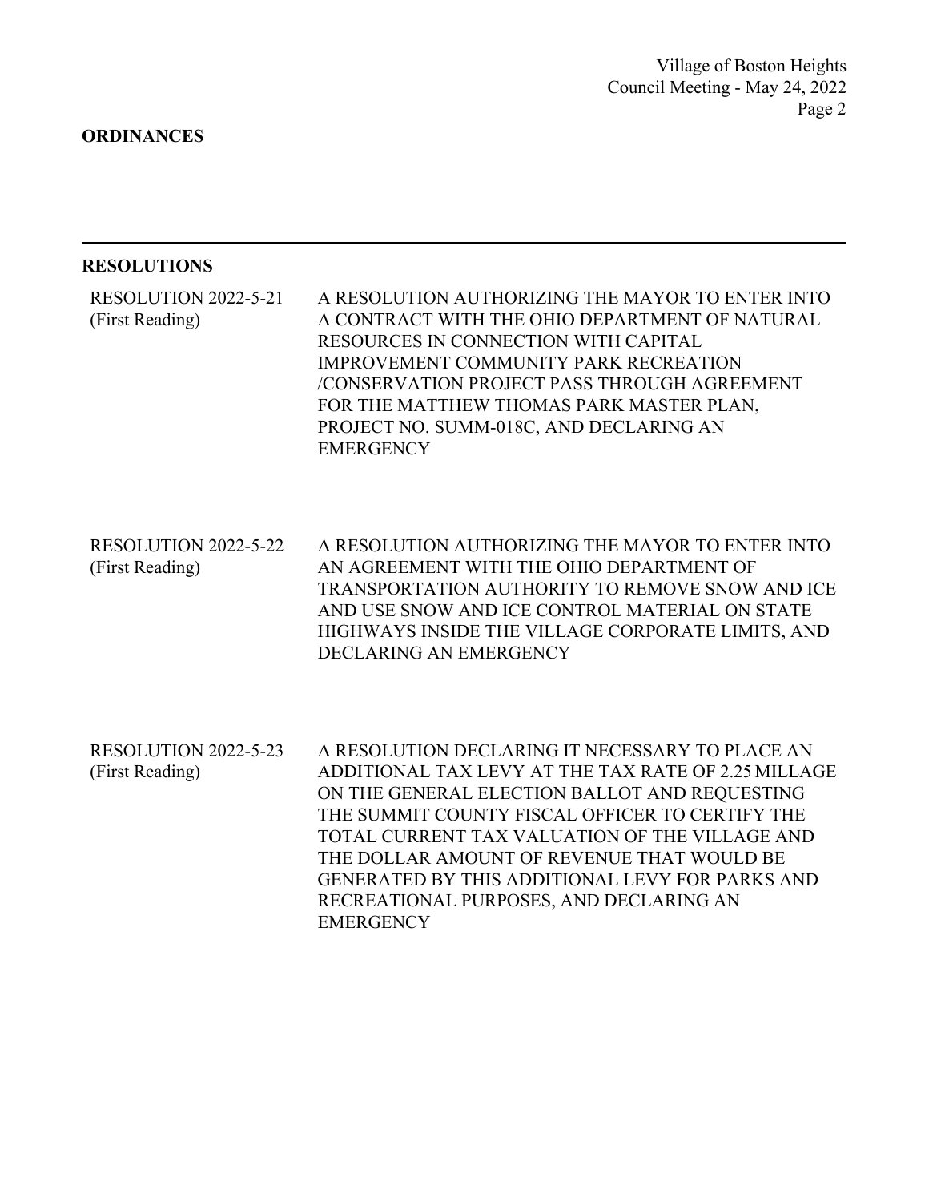## ORDINANCES

---

## RESOLUTIONS

RESOLUTION 2022-5-21 (First Reading)

A RESOLUTION AUTHORIZING THE MAYOR TO ENTER INTO A CONTRACT WITH THE OHIO DEPARTMENT OF NATURAL RESOURCES IN CONNECTION WITH CAPITAL IMPROVEMENT COMMUNITY PARK RECREATION /CONSERVATION PROJECT PASS THROUGH AGREEMENT FOR THE MATTHEW THOMAS PARK MASTER PLAN, PROJECT NO. SUMM-018C, AND DECLARING AN EMERGENCY

RESOLUTION 2022-5-22 (First Reading)

A RESOLUTION AUTHORIZING THE MAYOR TO ENTER INTO AN AGREEMENT WITH THE OHIO DEPARTMENT OF TRANSPORTATION AUTHORITY TO REMOVE SNOW AND ICE AND USE SNOW AND ICE CONTROL MATERIAL ON STATE HIGHWAYS INSIDE THE VILLAGE CORPORATE LIMITS, AND DECLARING AN EMERGENCY

RESOLUTION 2022-5-23 (First Reading)

A RESOLUTION DECLARING IT NECESSARY TO PLACE AN ADDITIONAL TAX LEVY AT THE TAX RATE OF 2.25 MILLAGE ON THE GENERAL ELECTION BALLOT AND REQUESTING THE SUMMIT COUNTY FISCAL OFFICER TO CERTIFY THE TOTAL CURRENT TAX VALUATION OF THE VILLAGE AND THE DOLLAR AMOUNT OF REVENUE THAT WOULD BE GENERATED BY THIS ADDITIONAL LEVY FOR PARKS AND RECREATIONAL PURPOSES, AND DECLARING AN EMERGENCY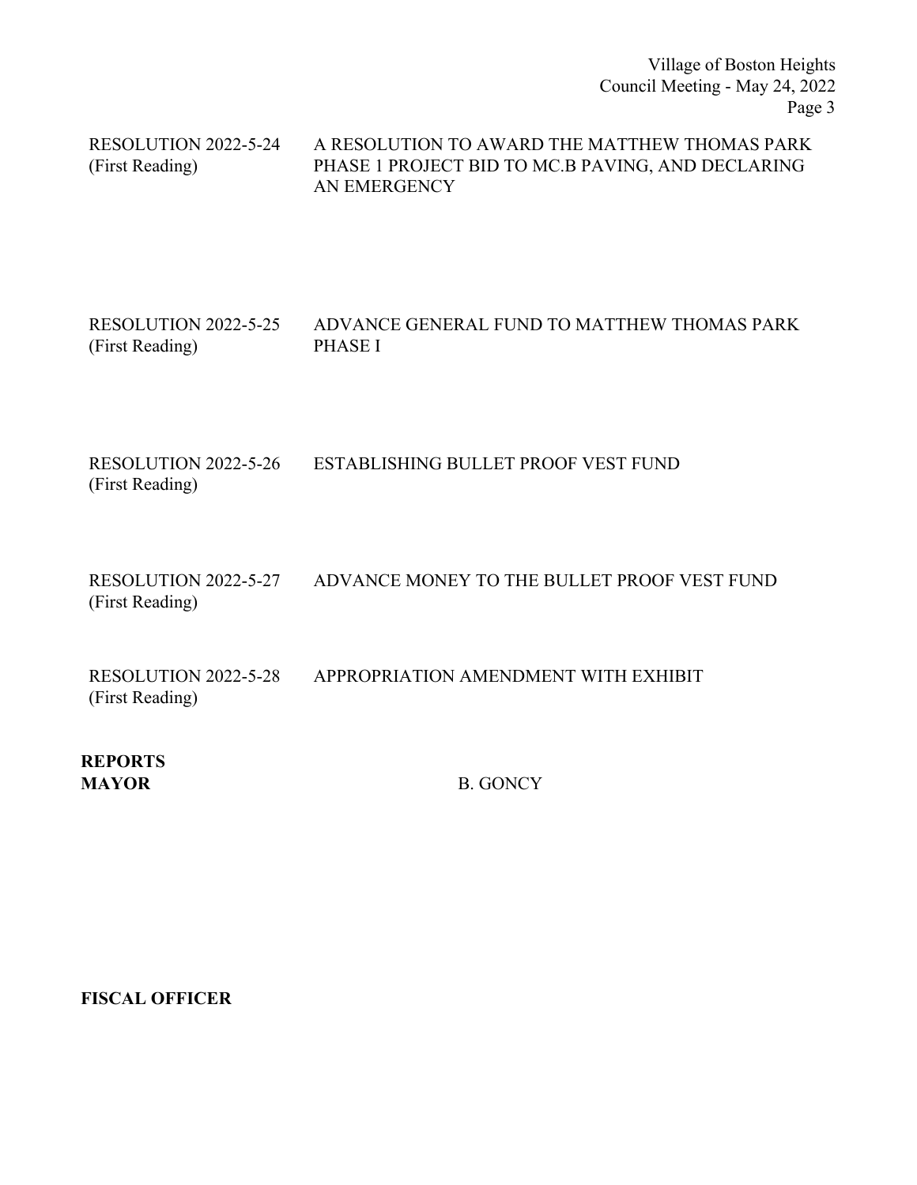| | |
|---|---|
| RESOLUTION 2022-5-24 (First Reading) | A RESOLUTION TO AWARD THE MATTHEW THOMAS PARK PHASE 1 PROJECT BID TO MC.B PAVING, AND DECLARING AN EMERGENCY |
| RESOLUTION 2022-5-25 (First Reading) | ADVANCE GENERAL FUND TO MATTHEW THOMAS PARK PHASE I |
| RESOLUTION 2022-5-26 (First Reading) | ESTABLISHING BULLET PROOF VEST FUND |
| RESOLUTION 2022-5-27 (First Reading) | ADVANCE MONEY TO THE BULLET PROOF VEST FUND |
| RESOLUTION 2022-5-28 (First Reading) | APPROPRIATION AMENDMENT WITH EXHIBIT |

**REPORTS**

**MAYOR** B. GONCY

**FISCAL OFFICER**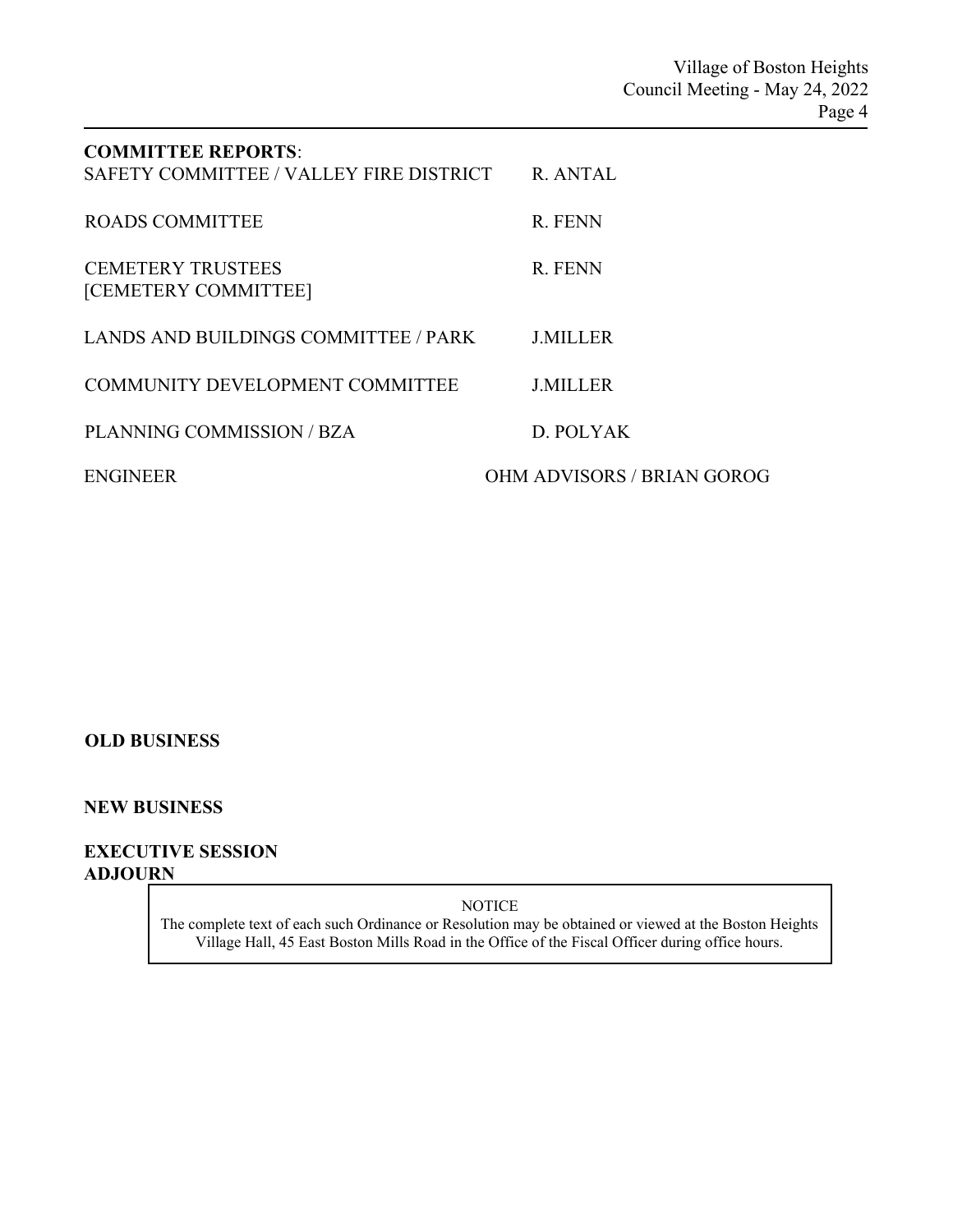**COMMITTEE REPORTS**:

| | |
|---|---|
| SAFETY COMMITTEE / VALLEY FIRE DISTRICT | R. ANTAL |
| ROADS COMMITTEE | R. FENN |
| CEMETERY TRUSTEES [CEMETERY COMMITTEE] | R. FENN |
| LANDS AND BUILDINGS COMMITTEE / PARK | J.MILLER |
| COMMUNITY DEVELOPMENT COMMITTEE | J.MILLER |
| PLANNING COMMISSION / BZA | D. POLYAK |
| ENGINEER | OHM ADVISORS / BRIAN GOROG |

**OLD BUSINESS**

**NEW BUSINESS**

**EXECUTIVE SESSION**

**ADJOURN**

NOTICE

The complete text of each such Ordinance or Resolution may be obtained or viewed at the Boston Heights Village Hall, 45 East Boston Mills Road in the Office of the Fiscal Officer during office hours.